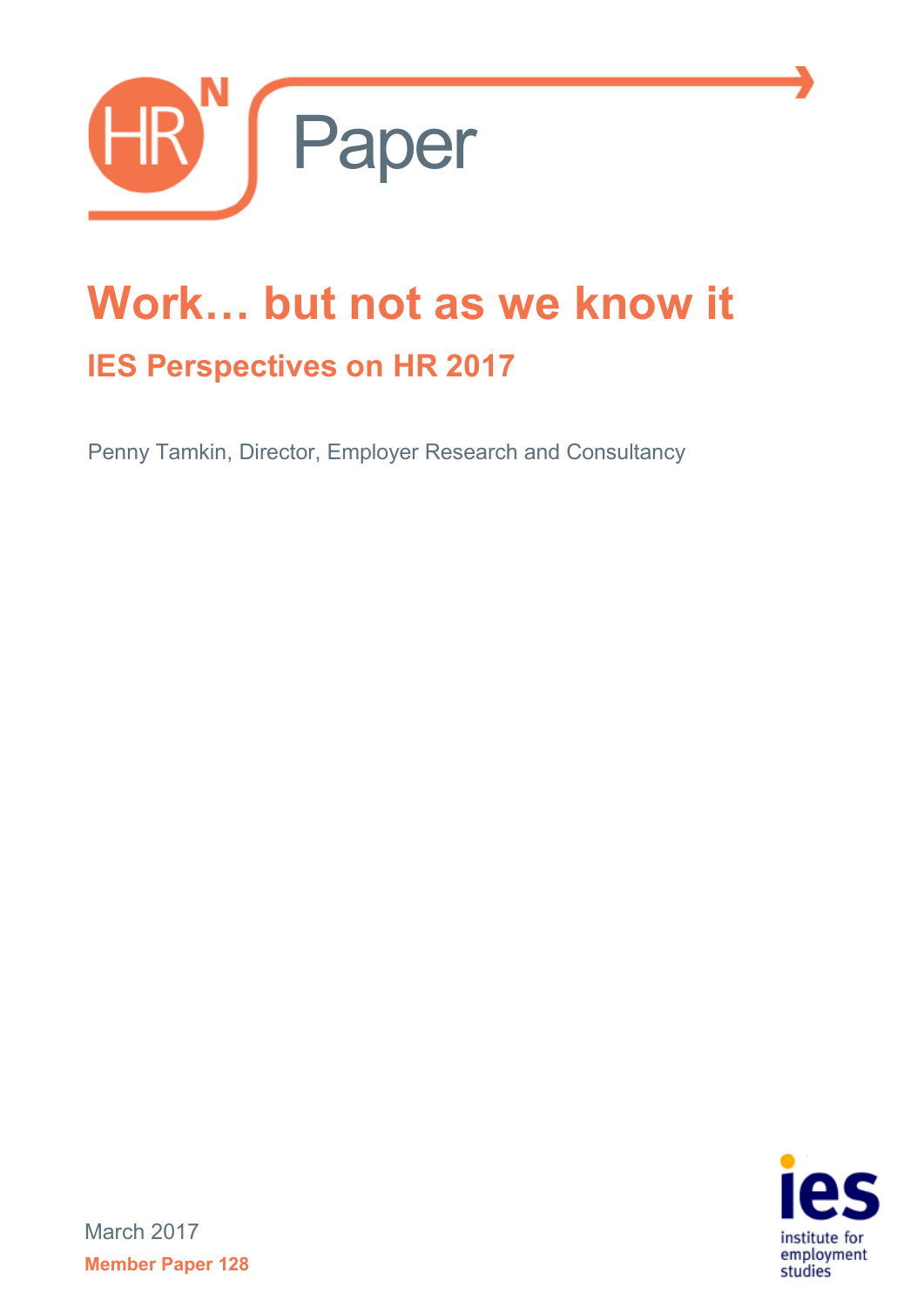HR[N] Paper

# Work… but not as we know it

## IES Perspectives on HR 2017

Penny Tamkin, Director, Employer Research and Consultancy

March 2017

**Member Paper 128**

ies institute for employment studies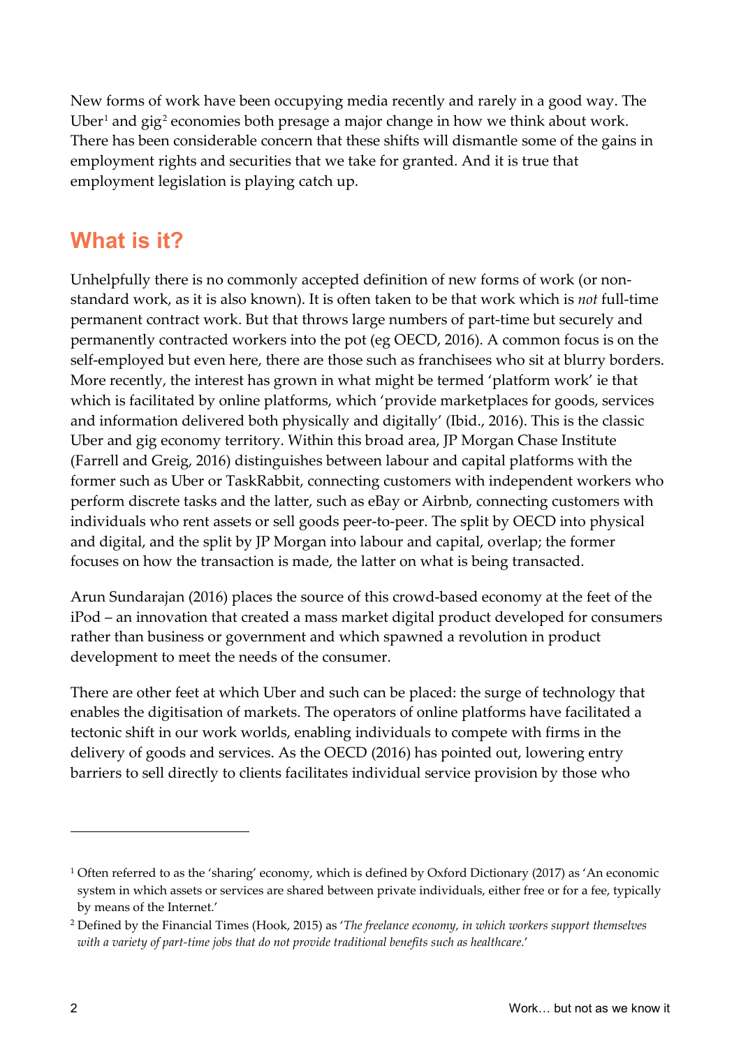New forms of work have been occupying media recently and rarely in a good way. The Uber[1] and gig[2] economies both presage a major change in how we think about work. There has been considerable concern that these shifts will dismantle some of the gains in employment rights and securities that we take for granted. And it is true that employment legislation is playing catch up.

## What is it?

Unhelpfully there is no commonly accepted definition of new forms of work (or non-standard work, as it is also known). It is often taken to be that work which is *not* full-time permanent contract work. But that throws large numbers of part-time but securely and permanently contracted workers into the pot (eg OECD, 2016). A common focus is on the self-employed but even here, there are those such as franchisees who sit at blurry borders. More recently, the interest has grown in what might be termed 'platform work' ie that which is facilitated by online platforms, which 'provide marketplaces for goods, services and information delivered both physically and digitally' (Ibid., 2016). This is the classic Uber and gig economy territory. Within this broad area, JP Morgan Chase Institute (Farrell and Greig, 2016) distinguishes between labour and capital platforms with the former such as Uber or TaskRabbit, connecting customers with independent workers who perform discrete tasks and the latter, such as eBay or Airbnb, connecting customers with individuals who rent assets or sell goods peer-to-peer. The split by OECD into physical and digital, and the split by JP Morgan into labour and capital, overlap; the former focuses on how the transaction is made, the latter on what is being transacted.

Arun Sundarajan (2016) places the source of this crowd-based economy at the feet of the iPod – an innovation that created a mass market digital product developed for consumers rather than business or government and which spawned a revolution in product development to meet the needs of the consumer.

There are other feet at which Uber and such can be placed: the surge of technology that enables the digitisation of markets. The operators of online platforms have facilitated a tectonic shift in our work worlds, enabling individuals to compete with firms in the delivery of goods and services. As the OECD (2016) has pointed out, lowering entry barriers to sell directly to clients facilitates individual service provision by those who

---

[1] Often referred to as the 'sharing' economy, which is defined by Oxford Dictionary (2017) as 'An economic system in which assets or services are shared between private individuals, either free or for a fee, typically by means of the Internet.'

[2] Defined by the Financial Times (Hook, 2015) as '*The freelance economy, in which workers support themselves with a variety of part-time jobs that do not provide traditional benefits such as healthcare.*'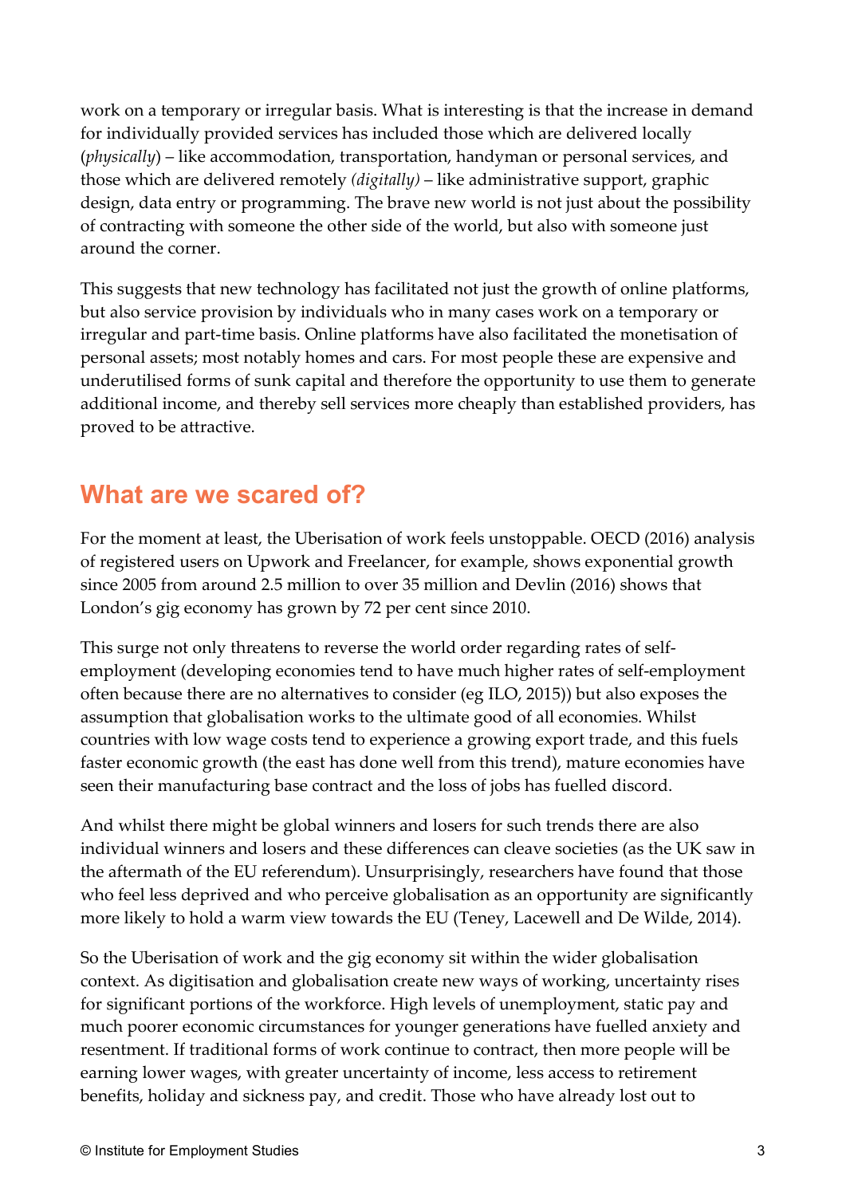work on a temporary or irregular basis. What is interesting is that the increase in demand for individually provided services has included those which are delivered locally (*physically*) – like accommodation, transportation, handyman or personal services, and those which are delivered remotely *(digitally)* – like administrative support, graphic design, data entry or programming. The brave new world is not just about the possibility of contracting with someone the other side of the world, but also with someone just around the corner.

This suggests that new technology has facilitated not just the growth of online platforms, but also service provision by individuals who in many cases work on a temporary or irregular and part-time basis. Online platforms have also facilitated the monetisation of personal assets; most notably homes and cars. For most people these are expensive and underutilised forms of sunk capital and therefore the opportunity to use them to generate additional income, and thereby sell services more cheaply than established providers, has proved to be attractive.

## What are we scared of?

For the moment at least, the Uberisation of work feels unstoppable. OECD (2016) analysis of registered users on Upwork and Freelancer, for example, shows exponential growth since 2005 from around 2.5 million to over 35 million and Devlin (2016) shows that London's gig economy has grown by 72 per cent since 2010.

This surge not only threatens to reverse the world order regarding rates of self-employment (developing economies tend to have much higher rates of self-employment often because there are no alternatives to consider (eg ILO, 2015)) but also exposes the assumption that globalisation works to the ultimate good of all economies. Whilst countries with low wage costs tend to experience a growing export trade, and this fuels faster economic growth (the east has done well from this trend), mature economies have seen their manufacturing base contract and the loss of jobs has fuelled discord.

And whilst there might be global winners and losers for such trends there are also individual winners and losers and these differences can cleave societies (as the UK saw in the aftermath of the EU referendum). Unsurprisingly, researchers have found that those who feel less deprived and who perceive globalisation as an opportunity are significantly more likely to hold a warm view towards the EU (Teney, Lacewell and De Wilde, 2014).

So the Uberisation of work and the gig economy sit within the wider globalisation context. As digitisation and globalisation create new ways of working, uncertainty rises for significant portions of the workforce. High levels of unemployment, static pay and much poorer economic circumstances for younger generations have fuelled anxiety and resentment. If traditional forms of work continue to contract, then more people will be earning lower wages, with greater uncertainty of income, less access to retirement benefits, holiday and sickness pay, and credit. Those who have already lost out to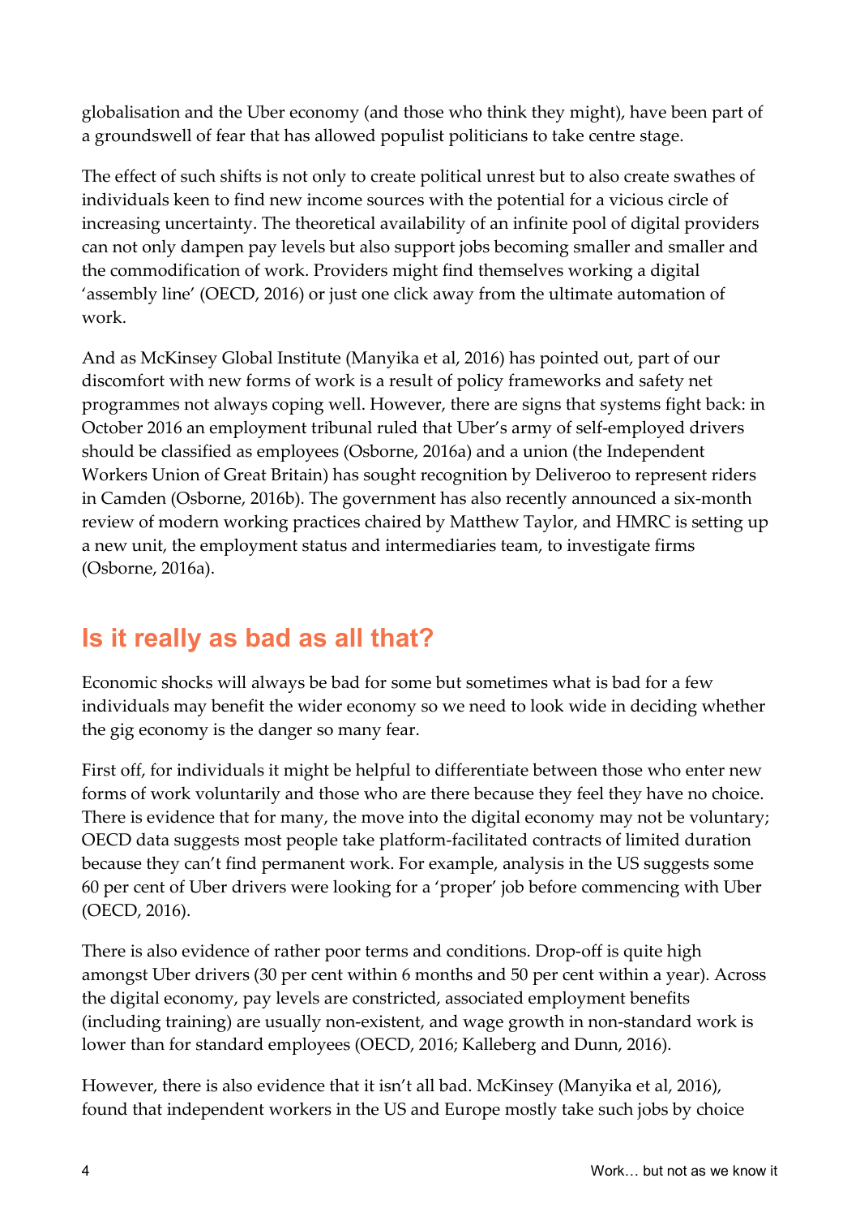globalisation and the Uber economy (and those who think they might), have been part of a groundswell of fear that has allowed populist politicians to take centre stage.

The effect of such shifts is not only to create political unrest but to also create swathes of individuals keen to find new income sources with the potential for a vicious circle of increasing uncertainty. The theoretical availability of an infinite pool of digital providers can not only dampen pay levels but also support jobs becoming smaller and smaller and the commodification of work. Providers might find themselves working a digital 'assembly line' (OECD, 2016) or just one click away from the ultimate automation of work.

And as McKinsey Global Institute (Manyika et al, 2016) has pointed out, part of our discomfort with new forms of work is a result of policy frameworks and safety net programmes not always coping well. However, there are signs that systems fight back: in October 2016 an employment tribunal ruled that Uber's army of self-employed drivers should be classified as employees (Osborne, 2016a) and a union (the Independent Workers Union of Great Britain) has sought recognition by Deliveroo to represent riders in Camden (Osborne, 2016b). The government has also recently announced a six-month review of modern working practices chaired by Matthew Taylor, and HMRC is setting up a new unit, the employment status and intermediaries team, to investigate firms (Osborne, 2016a).

## Is it really as bad as all that?

Economic shocks will always be bad for some but sometimes what is bad for a few individuals may benefit the wider economy so we need to look wide in deciding whether the gig economy is the danger so many fear.

First off, for individuals it might be helpful to differentiate between those who enter new forms of work voluntarily and those who are there because they feel they have no choice. There is evidence that for many, the move into the digital economy may not be voluntary; OECD data suggests most people take platform-facilitated contracts of limited duration because they can't find permanent work. For example, analysis in the US suggests some 60 per cent of Uber drivers were looking for a 'proper' job before commencing with Uber (OECD, 2016).

There is also evidence of rather poor terms and conditions. Drop-off is quite high amongst Uber drivers (30 per cent within 6 months and 50 per cent within a year). Across the digital economy, pay levels are constricted, associated employment benefits (including training) are usually non-existent, and wage growth in non-standard work is lower than for standard employees (OECD, 2016; Kalleberg and Dunn, 2016).

However, there is also evidence that it isn't all bad. McKinsey (Manyika et al, 2016), found that independent workers in the US and Europe mostly take such jobs by choice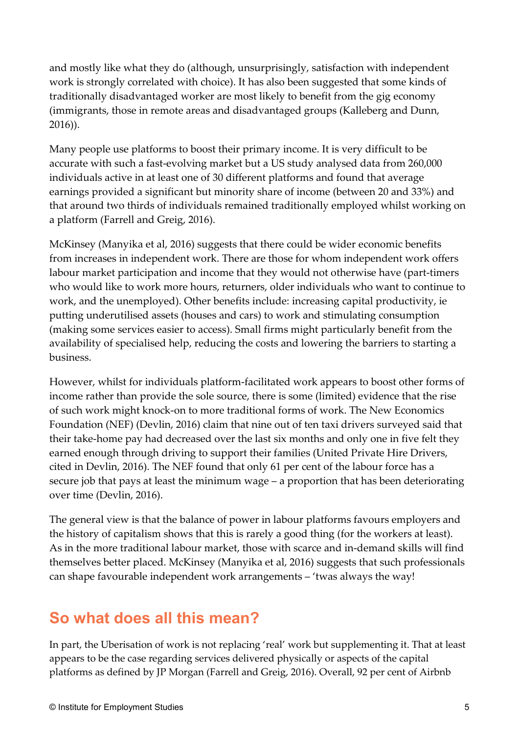and mostly like what they do (although, unsurprisingly, satisfaction with independent work is strongly correlated with choice). It has also been suggested that some kinds of traditionally disadvantaged worker are most likely to benefit from the gig economy (immigrants, those in remote areas and disadvantaged groups (Kalleberg and Dunn, 2016)).

Many people use platforms to boost their primary income. It is very difficult to be accurate with such a fast-evolving market but a US study analysed data from 260,000 individuals active in at least one of 30 different platforms and found that average earnings provided a significant but minority share of income (between 20 and 33%) and that around two thirds of individuals remained traditionally employed whilst working on a platform (Farrell and Greig, 2016).

McKinsey (Manyika et al, 2016) suggests that there could be wider economic benefits from increases in independent work. There are those for whom independent work offers labour market participation and income that they would not otherwise have (part-timers who would like to work more hours, returners, older individuals who want to continue to work, and the unemployed). Other benefits include: increasing capital productivity, ie putting underutilised assets (houses and cars) to work and stimulating consumption (making some services easier to access). Small firms might particularly benefit from the availability of specialised help, reducing the costs and lowering the barriers to starting a business.

However, whilst for individuals platform-facilitated work appears to boost other forms of income rather than provide the sole source, there is some (limited) evidence that the rise of such work might knock-on to more traditional forms of work. The New Economics Foundation (NEF) (Devlin, 2016) claim that nine out of ten taxi drivers surveyed said that their take-home pay had decreased over the last six months and only one in five felt they earned enough through driving to support their families (United Private Hire Drivers, cited in Devlin, 2016). The NEF found that only 61 per cent of the labour force has a secure job that pays at least the minimum wage – a proportion that has been deteriorating over time (Devlin, 2016).

The general view is that the balance of power in labour platforms favours employers and the history of capitalism shows that this is rarely a good thing (for the workers at least). As in the more traditional labour market, those with scarce and in-demand skills will find themselves better placed. McKinsey (Manyika et al, 2016) suggests that such professionals can shape favourable independent work arrangements – 'twas always the way!

## So what does all this mean?

In part, the Uberisation of work is not replacing 'real' work but supplementing it. That at least appears to be the case regarding services delivered physically or aspects of the capital platforms as defined by JP Morgan (Farrell and Greig, 2016). Overall, 92 per cent of Airbnb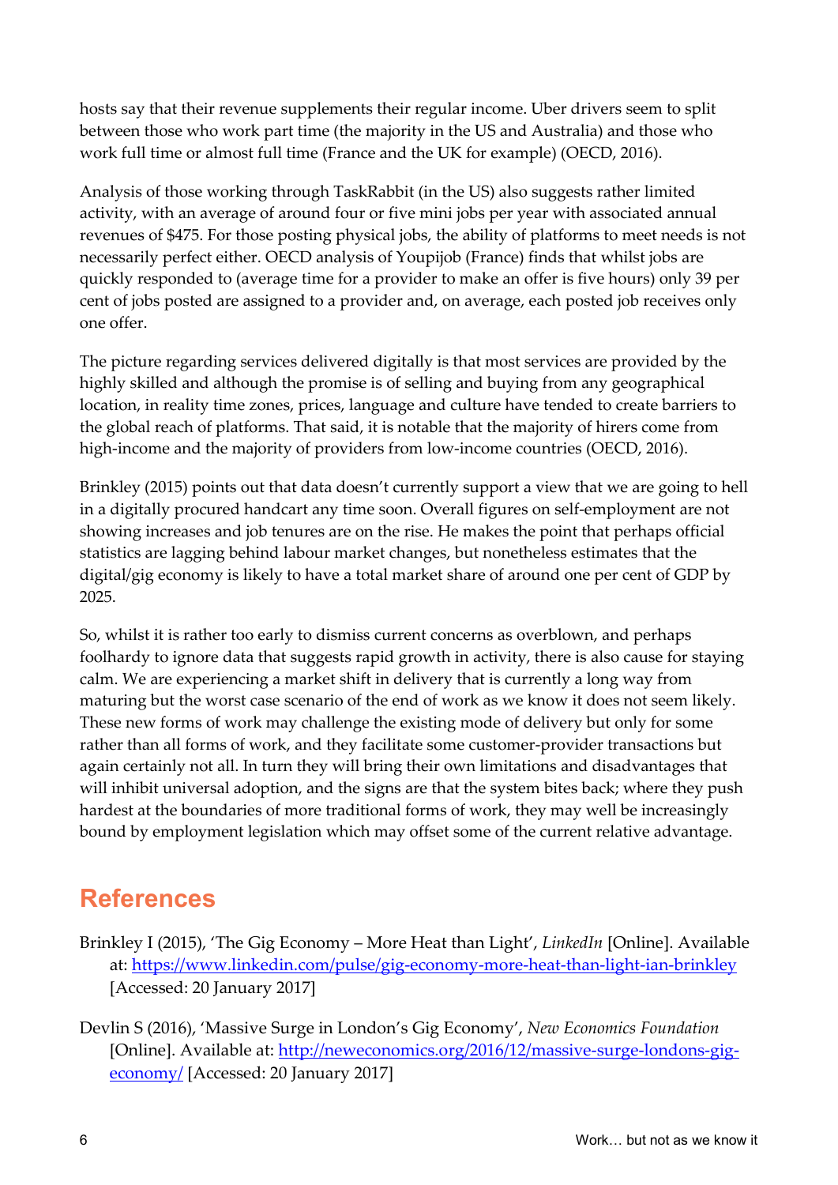hosts say that their revenue supplements their regular income. Uber drivers seem to split between those who work part time (the majority in the US and Australia) and those who work full time or almost full time (France and the UK for example) (OECD, 2016).

Analysis of those working through TaskRabbit (in the US) also suggests rather limited activity, with an average of around four or five mini jobs per year with associated annual revenues of $475. For those posting physical jobs, the ability of platforms to meet needs is not necessarily perfect either. OECD analysis of Youpijob (France) finds that whilst jobs are quickly responded to (average time for a provider to make an offer is five hours) only 39 per cent of jobs posted are assigned to a provider and, on average, each posted job receives only one offer.

The picture regarding services delivered digitally is that most services are provided by the highly skilled and although the promise is of selling and buying from any geographical location, in reality time zones, prices, language and culture have tended to create barriers to the global reach of platforms. That said, it is notable that the majority of hirers come from high-income and the majority of providers from low-income countries (OECD, 2016).

Brinkley (2015) points out that data doesn't currently support a view that we are going to hell in a digitally procured handcart any time soon. Overall figures on self-employment are not showing increases and job tenures are on the rise. He makes the point that perhaps official statistics are lagging behind labour market changes, but nonetheless estimates that the digital/gig economy is likely to have a total market share of around one per cent of GDP by 2025.

So, whilst it is rather too early to dismiss current concerns as overblown, and perhaps foolhardy to ignore data that suggests rapid growth in activity, there is also cause for staying calm. We are experiencing a market shift in delivery that is currently a long way from maturing but the worst case scenario of the end of work as we know it does not seem likely. These new forms of work may challenge the existing mode of delivery but only for some rather than all forms of work, and they facilitate some customer-provider transactions but again certainly not all. In turn they will bring their own limitations and disadvantages that will inhibit universal adoption, and the signs are that the system bites back; where they push hardest at the boundaries of more traditional forms of work, they may well be increasingly bound by employment legislation which may offset some of the current relative advantage.

## References

Brinkley I (2015), 'The Gig Economy – More Heat than Light', *LinkedIn* [Online]. Available at: https://www.linkedin.com/pulse/gig-economy-more-heat-than-light-ian-brinkley [Accessed: 20 January 2017]

Devlin S (2016), 'Massive Surge in London's Gig Economy', *New Economics Foundation* [Online]. Available at: http://neweconomics.org/2016/12/massive-surge-londons-gig-economy/ [Accessed: 20 January 2017]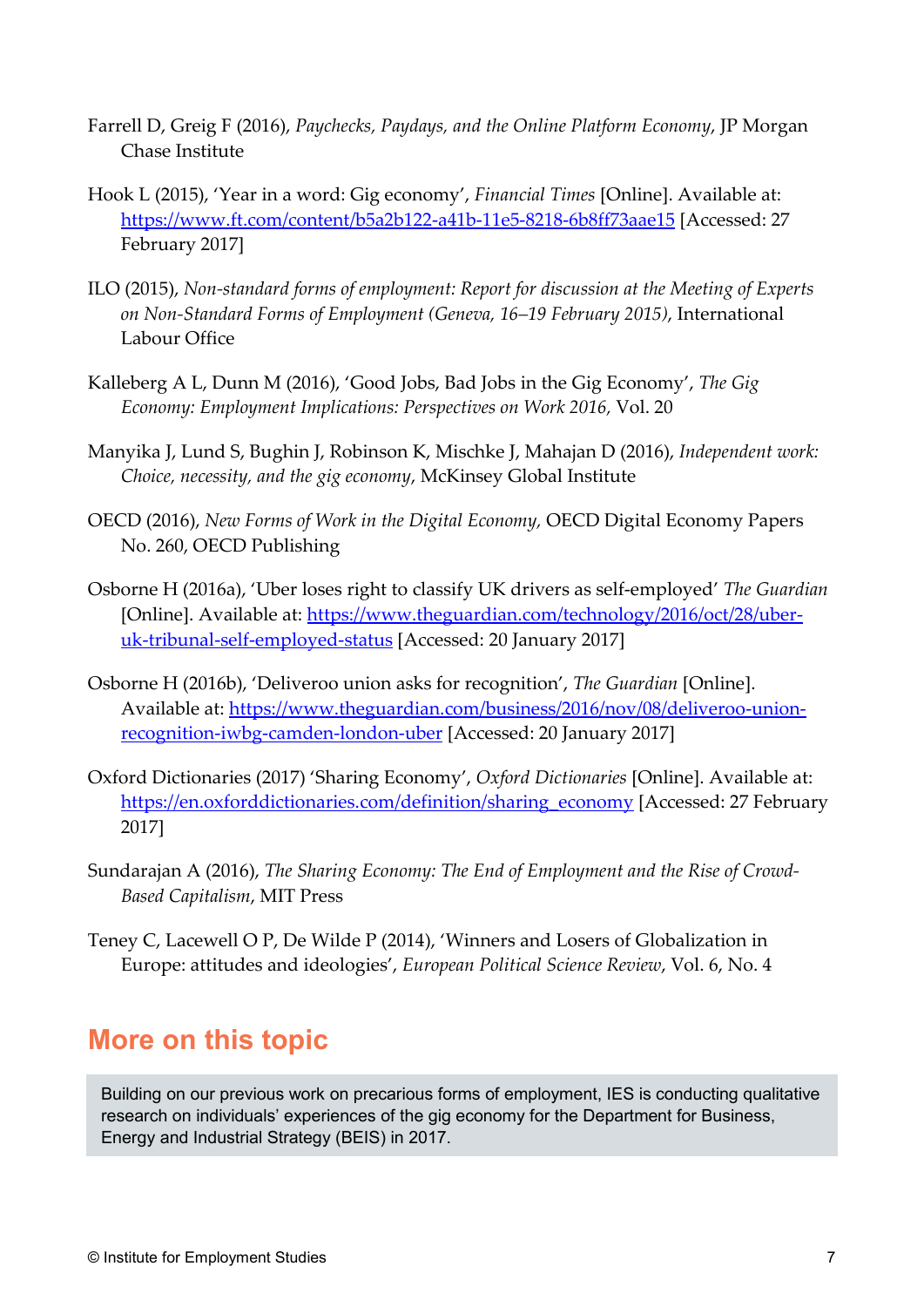Farrell D, Greig F (2016), *Paychecks, Paydays, and the Online Platform Economy*, JP Morgan Chase Institute

Hook L (2015), 'Year in a word: Gig economy', *Financial Times* [Online]. Available at: https://www.ft.com/content/b5a2b122-a41b-11e5-8218-6b8ff73aae15 [Accessed: 27 February 2017]

ILO (2015), *Non-standard forms of employment: Report for discussion at the Meeting of Experts on Non-Standard Forms of Employment (Geneva, 16–19 February 2015)*, International Labour Office

Kalleberg A L, Dunn M (2016), 'Good Jobs, Bad Jobs in the Gig Economy', *The Gig Economy: Employment Implications: Perspectives on Work 2016*, Vol. 20

Manyika J, Lund S, Bughin J, Robinson K, Mischke J, Mahajan D (2016), *Independent work: Choice, necessity, and the gig economy*, McKinsey Global Institute

OECD (2016), *New Forms of Work in the Digital Economy*, OECD Digital Economy Papers No. 260, OECD Publishing

Osborne H (2016a), 'Uber loses right to classify UK drivers as self-employed' *The Guardian* [Online]. Available at: https://www.theguardian.com/technology/2016/oct/28/uber-uk-tribunal-self-employed-status [Accessed: 20 January 2017]

Osborne H (2016b), 'Deliveroo union asks for recognition', *The Guardian* [Online]. Available at: https://www.theguardian.com/business/2016/nov/08/deliveroo-union-recognition-iwbg-camden-london-uber [Accessed: 20 January 2017]

Oxford Dictionaries (2017) 'Sharing Economy', *Oxford Dictionaries* [Online]. Available at: https://en.oxforddictionaries.com/definition/sharing_economy [Accessed: 27 February 2017]

Sundarajan A (2016), *The Sharing Economy: The End of Employment and the Rise of Crowd-Based Capitalism*, MIT Press

Teney C, Lacewell O P, De Wilde P (2014), 'Winners and Losers of Globalization in Europe: attitudes and ideologies', *European Political Science Review*, Vol. 6, No. 4

## More on this topic

Building on our previous work on precarious forms of employment, IES is conducting qualitative research on individuals' experiences of the gig economy for the Department for Business, Energy and Industrial Strategy (BEIS) in 2017.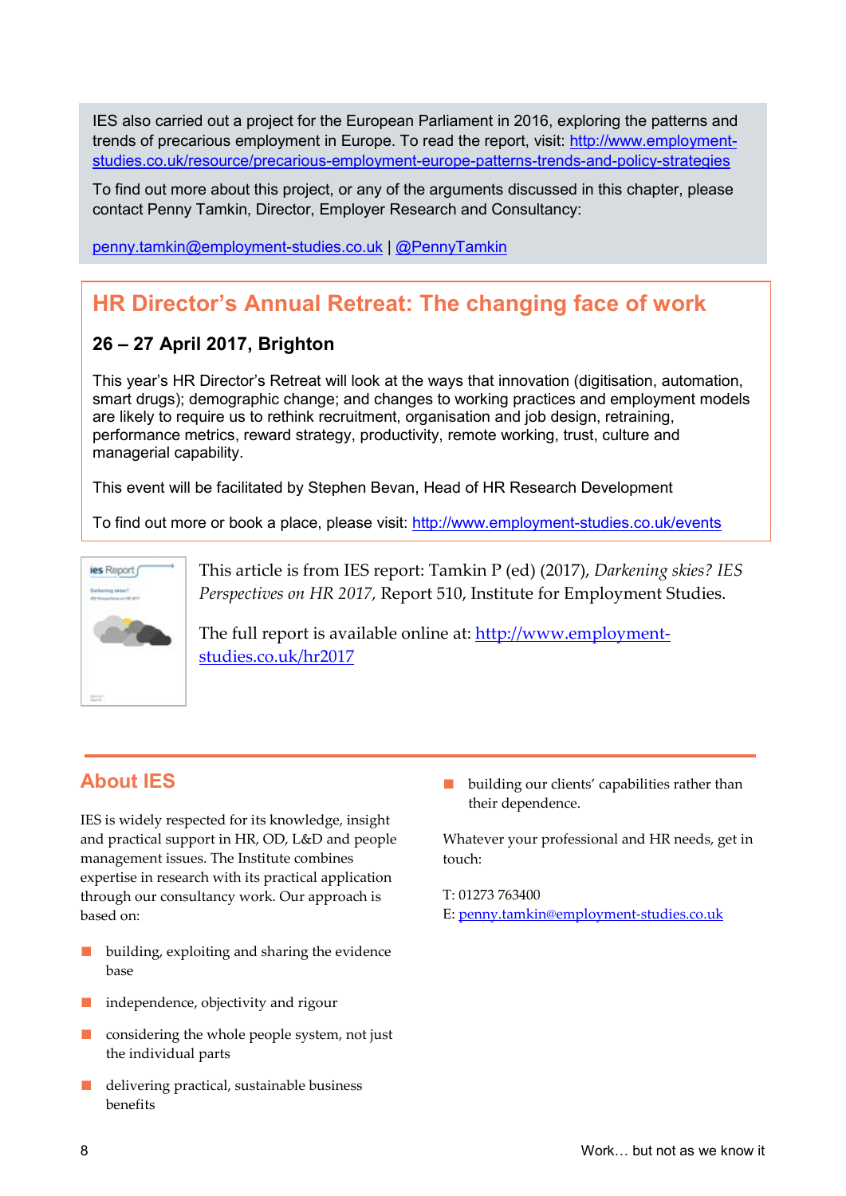IES also carried out a project for the European Parliament in 2016, exploring the patterns and trends of precarious employment in Europe. To read the report, visit: http://www.employment-studies.co.uk/resource/precarious-employment-europe-patterns-trends-and-policy-strategies

To find out more about this project, or any of the arguments discussed in this chapter, please contact Penny Tamkin, Director, Employer Research and Consultancy:

penny.tamkin@employment-studies.co.uk | @PennyTamkin

## HR Director's Annual Retreat: The changing face of work

### 26 – 27 April 2017, Brighton

This year's HR Director's Retreat will look at the ways that innovation (digitisation, automation, smart drugs); demographic change; and changes to working practices and employment models are likely to require us to rethink recruitment, organisation and job design, retraining, performance metrics, reward strategy, productivity, remote working, trust, culture and managerial capability.

This event will be facilitated by Stephen Bevan, Head of HR Research Development

To find out more or book a place, please visit: http://www.employment-studies.co.uk/events

This article is from IES report: Tamkin P (ed) (2017), *Darkening skies? IES Perspectives on HR 2017,* Report 510, Institute for Employment Studies.

The full report is available online at: http://www.employment-studies.co.uk/hr2017

## About IES

IES is widely respected for its knowledge, insight and practical support in HR, OD, L&D and people management issues. The Institute combines expertise in research with its practical application through our consultancy work. Our approach is based on:

- building, exploiting and sharing the evidence base
- independence, objectivity and rigour
- considering the whole people system, not just the individual parts
- delivering practical, sustainable business benefits
- building our clients' capabilities rather than their dependence.

Whatever your professional and HR needs, get in touch:

T: 01273 763400
E: penny.tamkin@employment-studies.co.uk